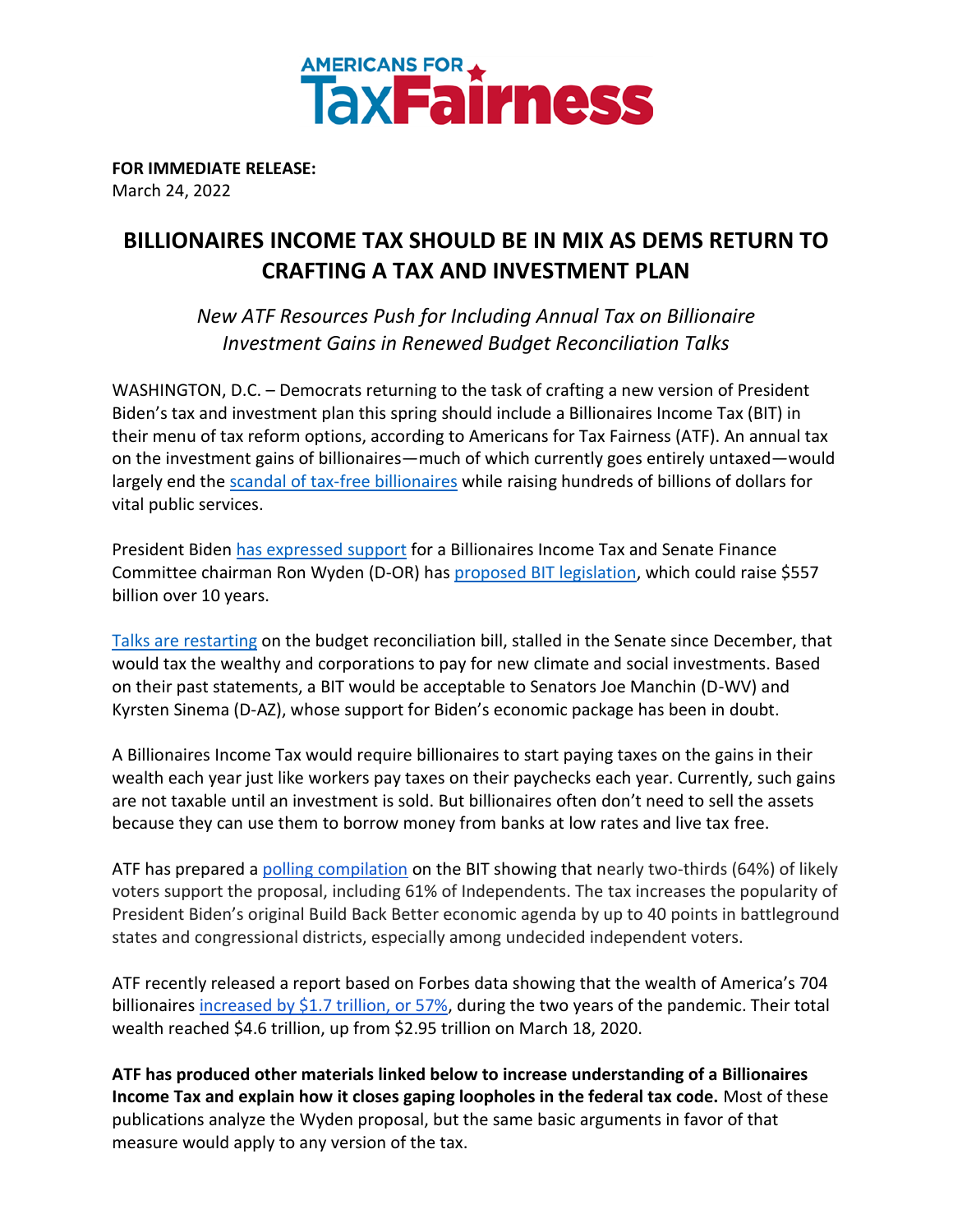AMERICANS FOR **TaxFairness**

**FOR IMMEDIATE RELEASE:**
March 24, 2022

# BILLIONAIRES INCOME TAX SHOULD BE IN MIX AS DEMS RETURN TO CRAFTING A TAX AND INVESTMENT PLAN

*New ATF Resources Push for Including Annual Tax on Billionaire Investment Gains in Renewed Budget Reconciliation Talks*

WASHINGTON, D.C. – Democrats returning to the task of crafting a new version of President Biden's tax and investment plan this spring should include a Billionaires Income Tax (BIT) in their menu of tax reform options, according to Americans for Tax Fairness (ATF). An annual tax on the investment gains of billionaires—much of which currently goes entirely untaxed—would largely end the scandal of tax-free billionaires while raising hundreds of billions of dollars for vital public services.

President Biden has expressed support for a Billionaires Income Tax and Senate Finance Committee chairman Ron Wyden (D-OR) has proposed BIT legislation, which could raise $557 billion over 10 years.

Talks are restarting on the budget reconciliation bill, stalled in the Senate since December, that would tax the wealthy and corporations to pay for new climate and social investments. Based on their past statements, a BIT would be acceptable to Senators Joe Manchin (D-WV) and Kyrsten Sinema (D-AZ), whose support for Biden's economic package has been in doubt.

A Billionaires Income Tax would require billionaires to start paying taxes on the gains in their wealth each year just like workers pay taxes on their paychecks each year. Currently, such gains are not taxable until an investment is sold. But billionaires often don't need to sell the assets because they can use them to borrow money from banks at low rates and live tax free.

ATF has prepared a polling compilation on the BIT showing that nearly two-thirds (64%) of likely voters support the proposal, including 61% of Independents. The tax increases the popularity of President Biden's original Build Back Better economic agenda by up to 40 points in battleground states and congressional districts, especially among undecided independent voters.

ATF recently released a report based on Forbes data showing that the wealth of America's 704 billionaires increased by $1.7 trillion, or 57%, during the two years of the pandemic. Their total wealth reached $4.6 trillion, up from $2.95 trillion on March 18, 2020.

**ATF has produced other materials linked below to increase understanding of a Billionaires Income Tax and explain how it closes gaping loopholes in the federal tax code.** Most of these publications analyze the Wyden proposal, but the same basic arguments in favor of that measure would apply to any version of the tax.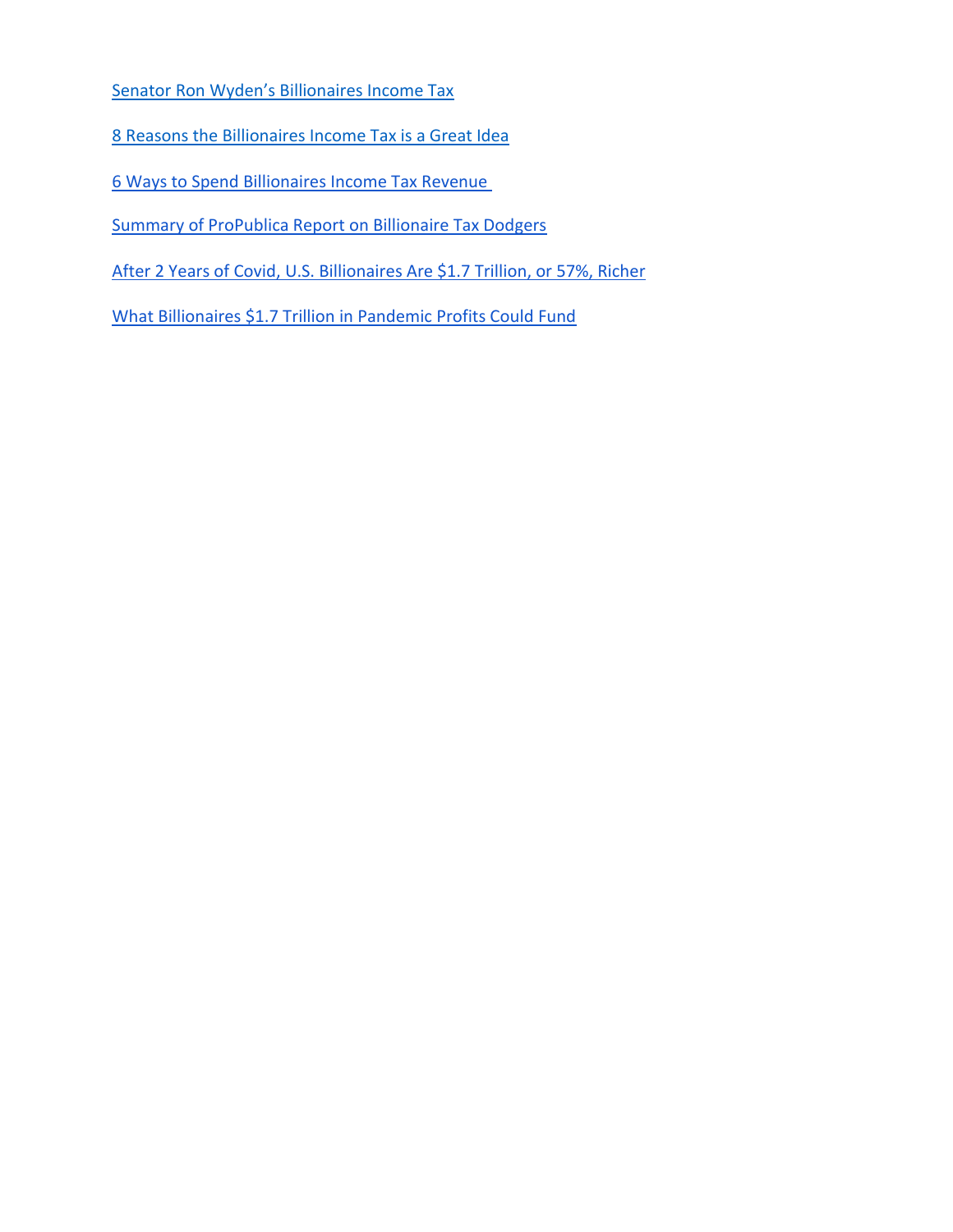Senator Ron Wyden's Billionaires Income Tax

8 Reasons the Billionaires Income Tax is a Great Idea

6 Ways to Spend Billionaires Income Tax Revenue

Summary of ProPublica Report on Billionaire Tax Dodgers

After 2 Years of Covid, U.S. Billionaires Are $1.7 Trillion, or 57%, Richer

What Billionaires $1.7 Trillion in Pandemic Profits Could Fund